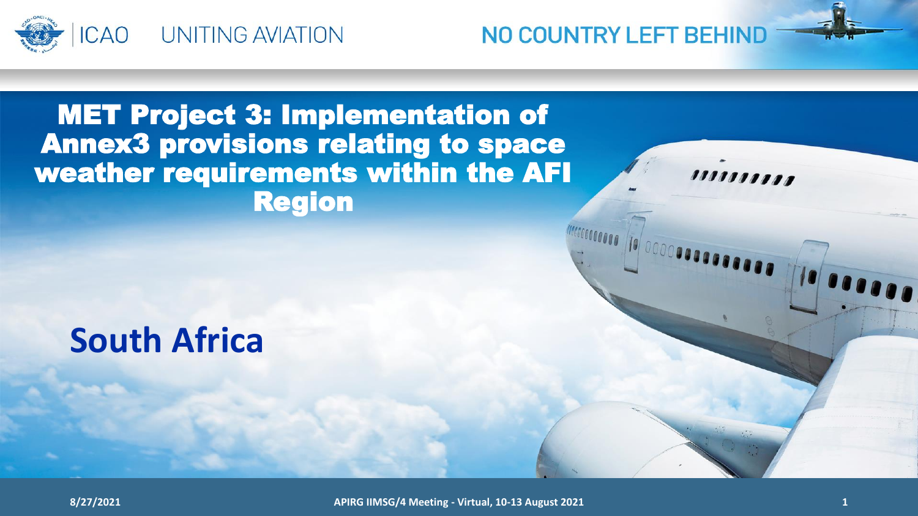# MET Project 3: Implementation of Annex3 provisions relating to space weather requirements within the AFI Region

## South Africa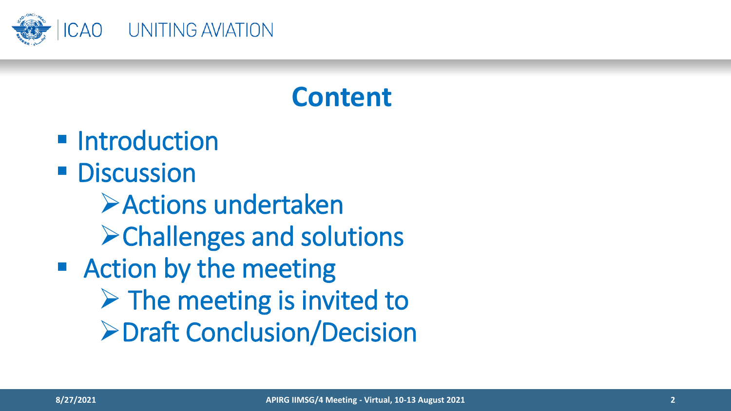# Content

- Introduction
- Discussion
  - Actions undertaken
  - Challenges and solutions
- Action by the meeting
  - The meeting is invited to
  - Draft Conclusion/Decision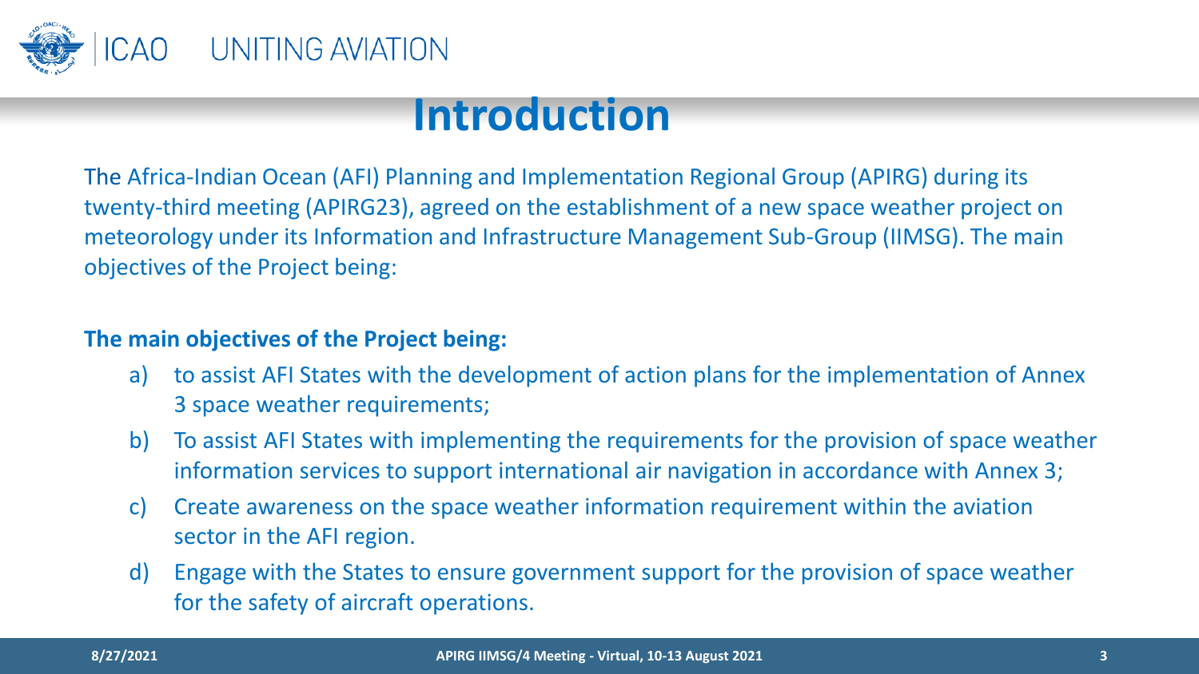# Introduction

The Africa-Indian Ocean (AFI) Planning and Implementation Regional Group (APIRG) during its twenty-third meeting (APIRG23), agreed on the establishment of a new space weather project on meteorology under its Information and Infrastructure Management Sub-Group (IIMSG). The main objectives of the Project being:

**The main objectives of the Project being:**

a) to assist AFI States with the development of action plans for the implementation of Annex 3 space weather requirements;

b) To assist AFI States with implementing the requirements for the provision of space weather information services to support international air navigation in accordance with Annex 3;

c) Create awareness on the space weather information requirement within the aviation sector in the AFI region.

d) Engage with the States to ensure government support for the provision of space weather for the safety of aircraft operations.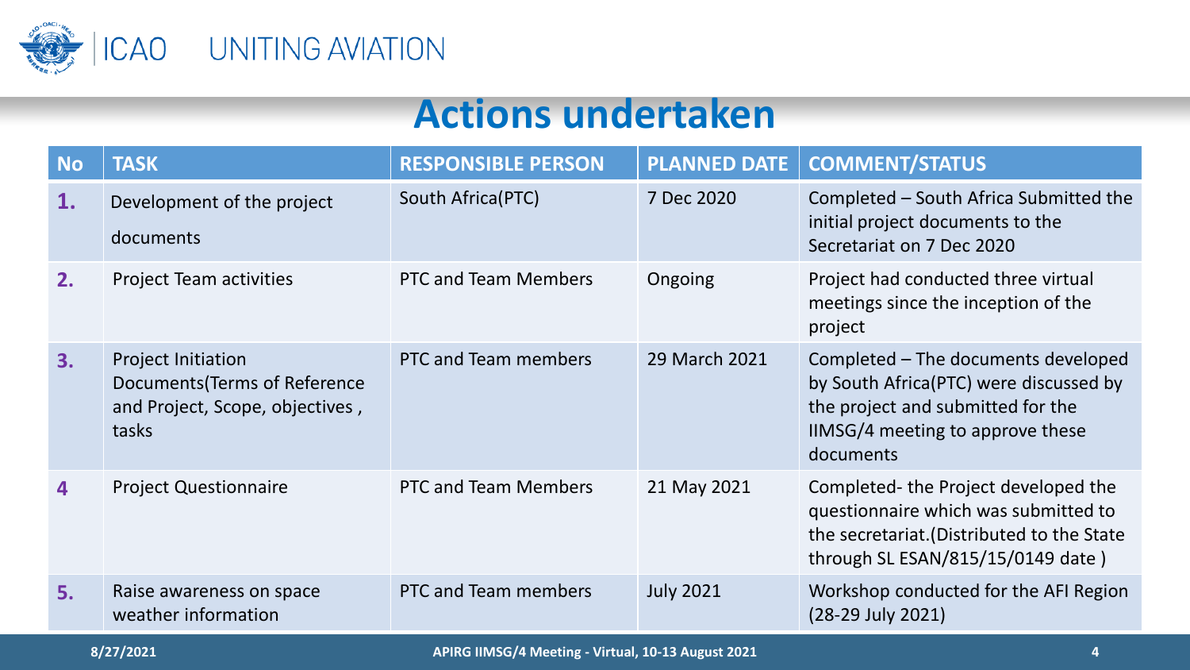# Actions undertaken

| No | TASK | RESPONSIBLE PERSON | PLANNED DATE | COMMENT/STATUS |
|---|---|---|---|---|
| 1. | Development of the project documents | South Africa(PTC) | 7 Dec 2020 | Completed – South Africa Submitted the initial project documents to the Secretariat on 7 Dec 2020 |
| 2. | Project Team activities | PTC and Team Members | Ongoing | Project had conducted three virtual meetings since the inception of the project |
| 3. | Project Initiation Documents(Terms of Reference and Project, Scope, objectives , tasks | PTC and Team members | 29 March 2021 | Completed – The documents developed by South Africa(PTC) were discussed by the project and submitted for the IIMSG/4 meeting to approve these documents |
| 4 | Project Questionnaire | PTC and Team Members | 21 May 2021 | Completed- the Project developed the questionnaire which was submitted to the secretariat.(Distributed to the State through SL ESAN/815/15/0149 date ) |
| 5. | Raise awareness on space weather information | PTC and Team members | July 2021 | Workshop conducted for the AFI Region (28-29 July 2021) |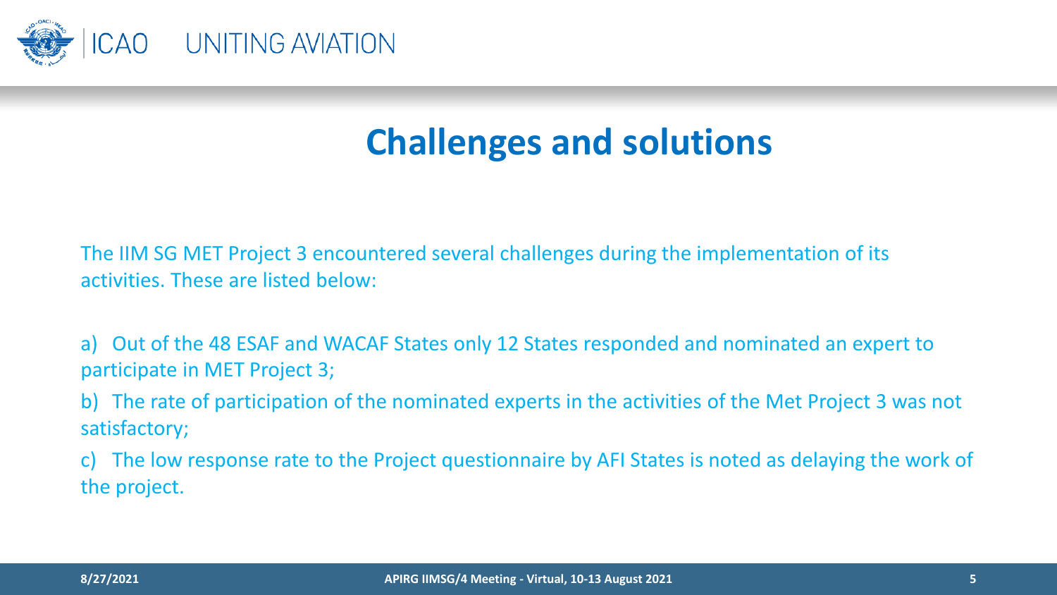# Challenges and solutions

The IIM SG MET Project 3 encountered several challenges during the implementation of its activities. These are listed below:

a) Out of the 48 ESAF and WACAF States only 12 States responded and nominated an expert to participate in MET Project 3;

b) The rate of participation of the nominated experts in the activities of the Met Project 3 was not satisfactory;

c) The low response rate to the Project questionnaire by AFI States is noted as delaying the work of the project.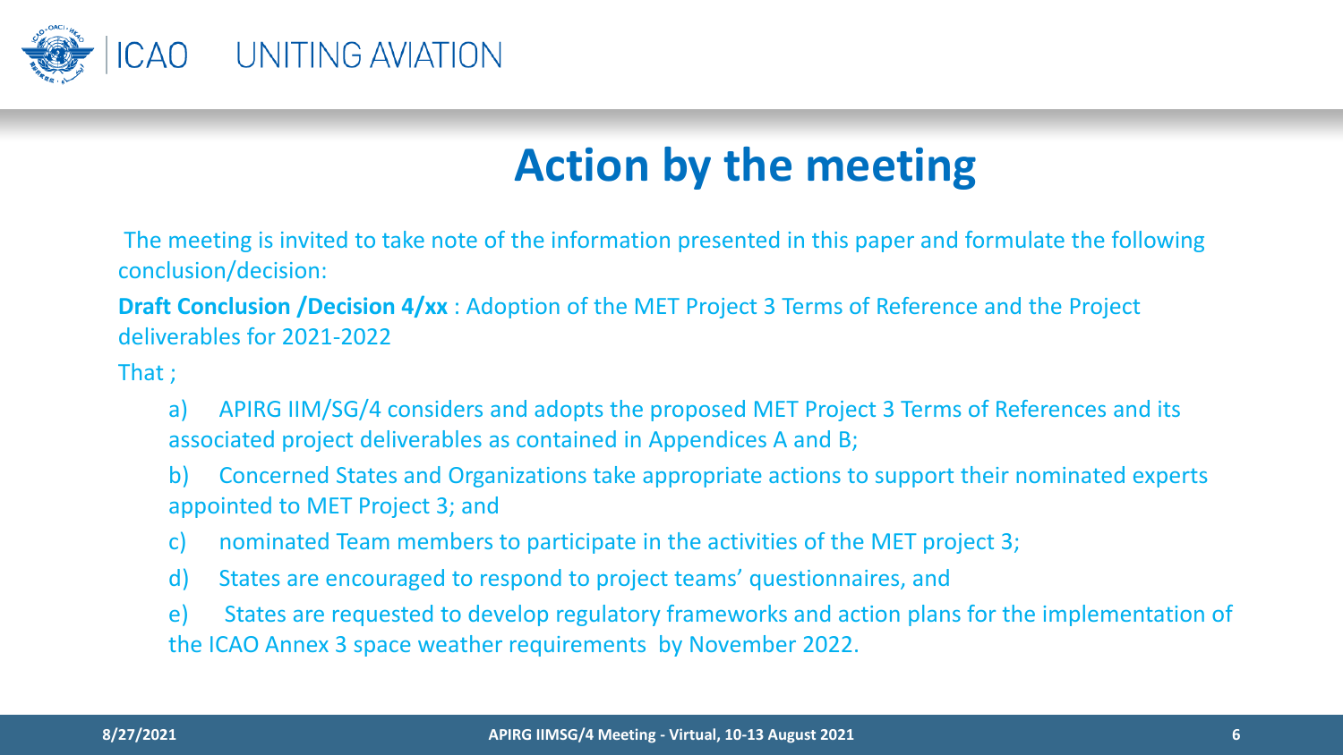# Action by the meeting

The meeting is invited to take note of the information presented in this paper and formulate the following conclusion/decision:

**Draft Conclusion /Decision 4/xx** : Adoption of the MET Project 3 Terms of Reference and the Project deliverables for 2021-2022

That ;

a) APIRG IIM/SG/4 considers and adopts the proposed MET Project 3 Terms of References and its associated project deliverables as contained in Appendices A and B;

b) Concerned States and Organizations take appropriate actions to support their nominated experts appointed to MET Project 3; and

c) nominated Team members to participate in the activities of the MET project 3;

d) States are encouraged to respond to project teams' questionnaires, and

e) States are requested to develop regulatory frameworks and action plans for the implementation of the ICAO Annex 3 space weather requirements by November 2022.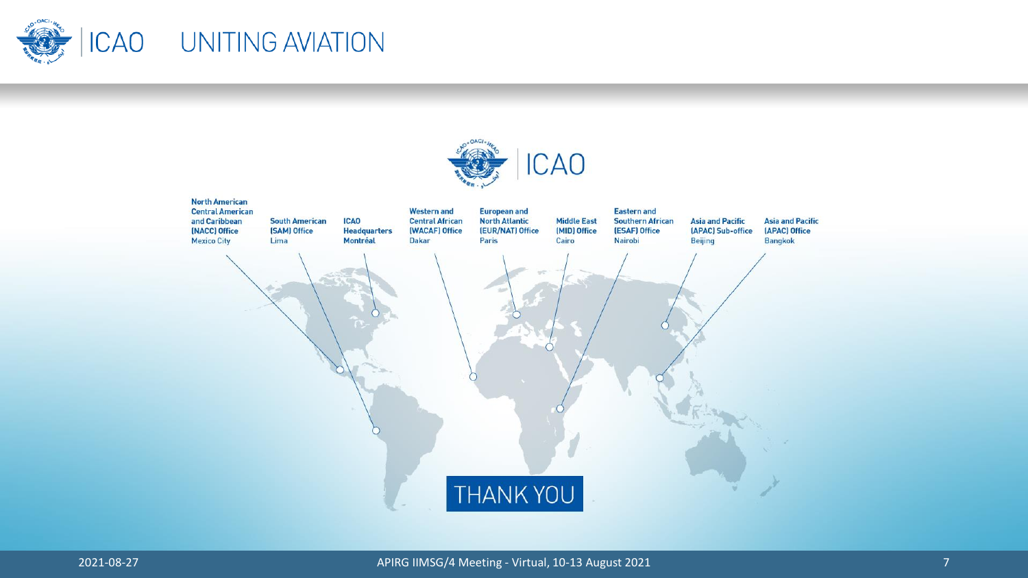North American Central American and Caribbean (NACC) Office
Mexico City

South American (SAM) Office
Lima

ICAO Headquarters
Montréal

Western and Central African (WACAF) Office
Dakar

European and North Atlantic (EUR/NAT) Office
Paris

Middle East (MID) Office
Cairo

Eastern and Southern African (ESAF) Office
Nairobi

Asia and Pacific (APAC) Sub-office
Beijing

Asia and Pacific (APAC) Office
Bangkok

THANK YOU